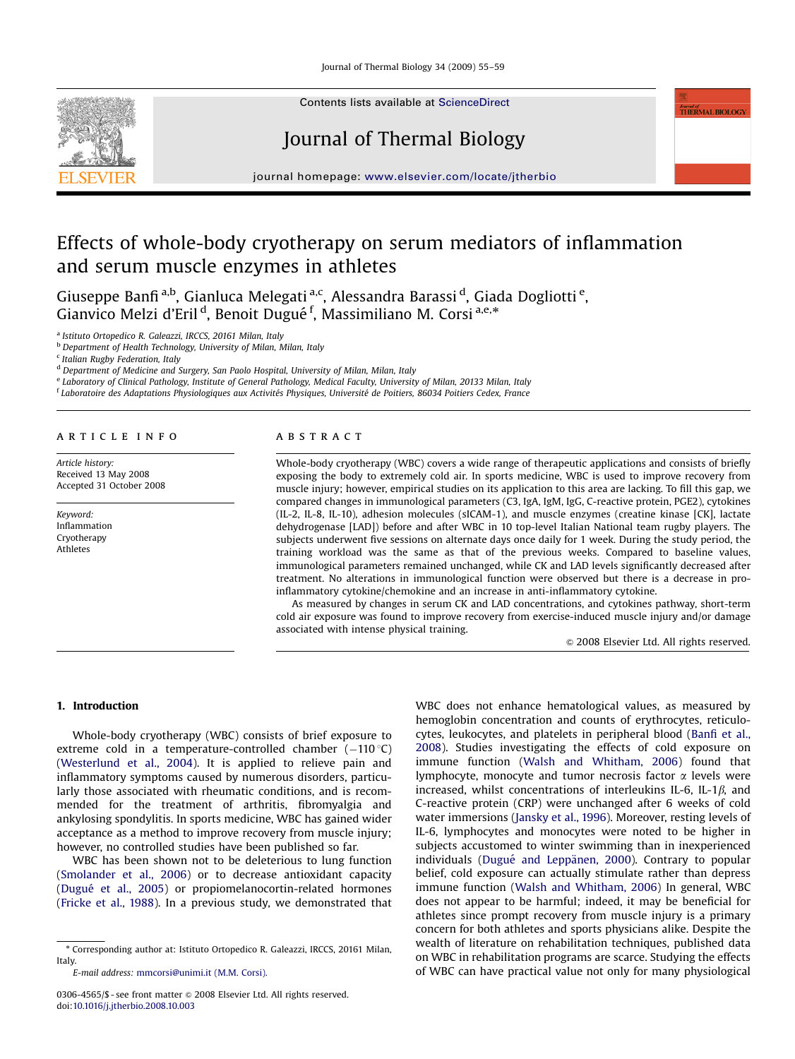# Effects of whole-body cryotherapy on serum mediators of inflammation and serum muscle enzymes in athletes

Giuseppe Banfi [a,b], Gianluca Melegati [a,c], Alessandra Barassi [d], Giada Dogliotti [e], Gianvico Melzi d'Eril [d], Benoit Dugué [f], Massimiliano M. Corsi [a,e,*]

[a] Istituto Ortopedico R. Galeazzi, IRCCS, 20161 Milan, Italy
[b] Department of Health Technology, University of Milan, Milan, Italy
[c] Italian Rugby Federation, Italy
[d] Department of Medicine and Surgery, San Paolo Hospital, University of Milan, Milan, Italy
[e] Laboratory of Clinical Pathology, Institute of General Pathology, Medical Faculty, University of Milan, 20133 Milan, Italy
[f] Laboratoire des Adaptations Physiologiques aux Activités Physiques, Université de Poitiers, 86034 Poitiers Cedex, France

## ARTICLE INFO

*Article history:*
Received 13 May 2008
Accepted 31 October 2008

*Keyword:*
Inflammation
Cryotherapy
Athletes

## ABSTRACT

Whole-body cryotherapy (WBC) covers a wide range of therapeutic applications and consists of briefly exposing the body to extremely cold air. In sports medicine, WBC is used to improve recovery from muscle injury; however, empirical studies on its application to this area are lacking. To fill this gap, we compared changes in immunological parameters (C3, IgA, IgM, IgG, C-reactive protein, PGE2), cytokines (IL-2, IL-8, IL-10), adhesion molecules (sICAM-1), and muscle enzymes (creatine kinase [CK], lactate dehydrogenase [LAD]) before and after WBC in 10 top-level Italian National team rugby players. The subjects underwent five sessions on alternate days once daily for 1 week. During the study period, the training workload was the same as that of the previous weeks. Compared to baseline values, immunological parameters remained unchanged, while CK and LAD levels significantly decreased after treatment. No alterations in immunological function were observed but there is a decrease in pro-inflammatory cytokine/chemokine and an increase in anti-inflammatory cytokine.

As measured by changes in serum CK and LAD concentrations, and cytokines pathway, short-term cold air exposure was found to improve recovery from exercise-induced muscle injury and/or damage associated with intense physical training.

© 2008 Elsevier Ltd. All rights reserved.

## 1. Introduction

Whole-body cryotherapy (WBC) consists of brief exposure to extreme cold in a temperature-controlled chamber (−110 °C) (Westerlund et al., 2004). It is applied to relieve pain and inflammatory symptoms caused by numerous disorders, particularly those associated with rheumatic conditions, and is recommended for the treatment of arthritis, fibromyalgia and ankylosing spondylitis. In sports medicine, WBC has gained wider acceptance as a method to improve recovery from muscle injury; however, no controlled studies have been published so far.

WBC has been shown not to be deleterious to lung function (Smolander et al., 2006) or to decrease antioxidant capacity (Dugué et al., 2005) or propiomelanocortin-related hormones (Fricke et al., 1988). In a previous study, we demonstrated that WBC does not enhance hematological values, as measured by hemoglobin concentration and counts of erythrocytes, reticulocytes, leukocytes, and platelets in peripheral blood (Banfi et al., 2008). Studies investigating the effects of cold exposure on immune function (Walsh and Whitham, 2006) found that lymphocyte, monocyte and tumor necrosis factor $\alpha$ levels were increased, whilst concentrations of interleukins IL-6, IL-1$\beta$, and C-reactive protein (CRP) were unchanged after 6 weeks of cold water immersions (Jansky et al., 1996). Moreover, resting levels of IL-6, lymphocytes and monocytes were noted to be higher in subjects accustomed to winter swimming than in inexperienced individuals (Dugué and Leppänen, 2000). Contrary to popular belief, cold exposure can actually stimulate rather than depress immune function (Walsh and Whitham, 2006) In general, WBC does not appear to be harmful; indeed, it may be beneficial for athletes since prompt recovery from muscle injury is a primary concern for both athletes and sports physicians alike. Despite the wealth of literature on rehabilitation techniques, published data on WBC in rehabilitation programs are scarce. Studying the effects of WBC can have practical value not only for many physiological

\* Corresponding author at: Istituto Ortopedico R. Galeazzi, IRCCS, 20161 Milan, Italy.
E-mail address: mmcorsi@unimi.it (M.M. Corsi).

0306-4565/$ - see front matter © 2008 Elsevier Ltd. All rights reserved.
doi:10.1016/j.jtherbio.2008.10.003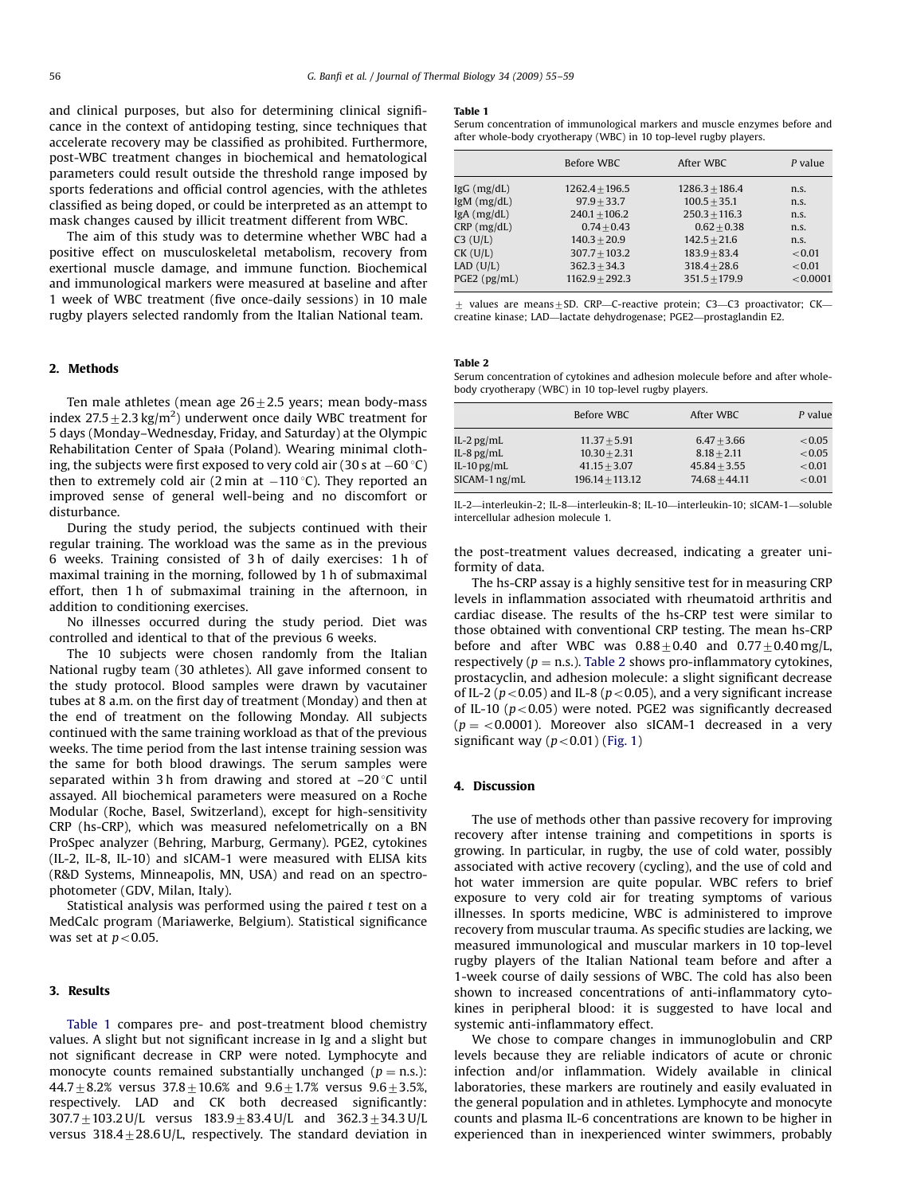and clinical purposes, but also for determining clinical significance in the context of antidoping testing, since techniques that accelerate recovery may be classified as prohibited. Furthermore, post-WBC treatment changes in biochemical and hematological parameters could result outside the threshold range imposed by sports federations and official control agencies, with the athletes classified as being doped, or could be interpreted as an attempt to mask changes caused by illicit treatment different from WBC.

The aim of this study was to determine whether WBC had a positive effect on musculoskeletal metabolism, recovery from exertional muscle damage, and immune function. Biochemical and immunological markers were measured at baseline and after 1 week of WBC treatment (five once-daily sessions) in 10 male rugby players selected randomly from the Italian National team.

## 2. Methods

Ten male athletes (mean age $26 \pm 2.5$ years; mean body-mass index $27.5 \pm 2.3\,\text{kg/m}^2$) underwent once daily WBC treatment for 5 days (Monday–Wednesday, Friday, and Saturday) at the Olympic Rehabilitation Center of Spała (Poland). Wearing minimal clothing, the subjects were first exposed to very cold air (30 s at $-60\,^\circ\text{C}$) then to extremely cold air (2 min at $-110\,^\circ\text{C}$). They reported an improved sense of general well-being and no discomfort or disturbance.

During the study period, the subjects continued with their regular training. The workload was the same as in the previous 6 weeks. Training consisted of 3 h of daily exercises: 1 h of maximal training in the morning, followed by 1 h of submaximal effort, then 1 h of submaximal training in the afternoon, in addition to conditioning exercises.

No illnesses occurred during the study period. Diet was controlled and identical to that of the previous 6 weeks.

The 10 subjects were chosen randomly from the Italian National rugby team (30 athletes). All gave informed consent to the study protocol. Blood samples were drawn by vacutainer tubes at 8 a.m. on the first day of treatment (Monday) and then at the end of treatment on the following Monday. All subjects continued with the same training workload as that of the previous weeks. The time period from the last intense training session was the same for both blood drawings. The serum samples were separated within 3 h from drawing and stored at $-20\,^\circ\text{C}$ until assayed. All biochemical parameters were measured on a Roche Modular (Roche, Basel, Switzerland), except for high-sensitivity CRP (hs-CRP), which was measured nefelometrically on a BN ProSpec analyzer (Behring, Marburg, Germany). PGE2, cytokines (IL-2, IL-8, IL-10) and sICAM-1 were measured with ELISA kits (R&D Systems, Minneapolis, MN, USA) and read on an spectrophotometer (GDV, Milan, Italy).

Statistical analysis was performed using the paired $t$ test on a MedCalc program (Mariawerke, Belgium). Statistical significance was set at $p < 0.05$.

## 3. Results

Table 1 compares pre- and post-treatment blood chemistry values. A slight but not significant increase in Ig and a slight but not significant decrease in CRP were noted. Lymphocyte and monocyte counts remained substantially unchanged ($p = \text{n.s.}$): $44.7 \pm 8.2\%$ versus $37.8 \pm 10.6\%$ and $9.6 \pm 1.7\%$ versus $9.6 \pm 3.5\%$, respectively. LAD and CK both decreased significantly: $307.7 \pm 103.2$ U/L versus $183.9 \pm 83.4$ U/L and $362.3 \pm 34.3$ U/L versus $318.4 \pm 28.6$ U/L, respectively. The standard deviation in the post-treatment values decreased, indicating a greater uniformity of data.

**Table 1**
Serum concentration of immunological markers and muscle enzymes before and after whole-body cryotherapy (WBC) in 10 top-level rugby players.

| | Before WBC | After WBC | P value |
|---|---|---|---|
| IgG (mg/dL) | $1262.4 \pm 196.5$ | $1286.3 \pm 186.4$ | n.s. |
| IgM (mg/dL) | $97.9 \pm 33.7$ | $100.5 \pm 35.1$ | n.s. |
| IgA (mg/dL) | $240.1 \pm 106.2$ | $250.3 \pm 116.3$ | n.s. |
| CRP (mg/dL) | $0.74 \pm 0.43$ | $0.62 \pm 0.38$ | n.s. |
| C3 (U/L) | $140.3 \pm 20.9$ | $142.5 \pm 21.6$ | n.s. |
| CK (U/L) | $307.7 \pm 103.2$ | $183.9 \pm 83.4$ | $<0.01$ |
| LAD (U/L) | $362.3 \pm 34.3$ | $318.4 \pm 28.6$ | $<0.01$ |
| PGE2 (pg/mL) | $1162.9 \pm 292.3$ | $351.5 \pm 179.9$ | $<0.0001$ |

$\pm$ values are means $\pm$ SD. CRP—C-reactive protein; C3—C3 proactivator; CK—creatine kinase; LAD—lactate dehydrogenase; PGE2—prostaglandin E2.

**Table 2**
Serum concentration of cytokines and adhesion molecule before and after whole-body cryotherapy (WBC) in 10 top-level rugby players.

| | Before WBC | After WBC | P value |
|---|---|---|---|
| IL-2 pg/mL | $11.37 \pm 5.91$ | $6.47 \pm 3.66$ | $<0.05$ |
| IL-8 pg/mL | $10.30 \pm 2.31$ | $8.18 \pm 2.11$ | $<0.05$ |
| IL-10 pg/mL | $41.15 \pm 3.07$ | $45.84 \pm 3.55$ | $<0.01$ |
| SICAM-1 ng/mL | $196.14 \pm 113.12$ | $74.68 \pm 44.11$ | $<0.01$ |

IL-2—interleukin-2; IL-8—interleukin-8; IL-10—interleukin-10; sICAM-1—soluble intercellular adhesion molecule 1.

The hs-CRP assay is a highly sensitive test for in measuring CRP levels in inflammation associated with rheumatoid arthritis and cardiac disease. The results of the hs-CRP test were similar to those obtained with conventional CRP testing. The mean hs-CRP before and after WBC was $0.88 \pm 0.40$ and $0.77 \pm 0.40$ mg/L, respectively ($p = \text{n.s.}$). Table 2 shows pro-inflammatory cytokines, prostacyclin, and adhesion molecule: a slight significant decrease of IL-2 ($p < 0.05$) and IL-8 ($p < 0.05$), and a very significant increase of IL-10 ($p < 0.05$) were noted. PGE2 was significantly decreased ($p = < 0.0001$). Moreover also sICAM-1 decreased in a very significant way ($p < 0.01$) (Fig. 1)

## 4. Discussion

The use of methods other than passive recovery for improving recovery after intense training and competitions in sports is growing. In particular, in rugby, the use of cold water, possibly associated with active recovery (cycling), and the use of cold and hot water immersion are quite popular. WBC refers to brief exposure to very cold air for treating symptoms of various illnesses. In sports medicine, WBC is administered to improve recovery from muscular trauma. As specific studies are lacking, we measured immunological and muscular markers in 10 top-level rugby players of the Italian National team before and after a 1-week course of daily sessions of WBC. The cold has also been shown to increased concentrations of anti-inflammatory cytokines in peripheral blood: it is suggested to have local and systemic anti-inflammatory effect.

We chose to compare changes in immunoglobulin and CRP levels because they are reliable indicators of acute or chronic infection and/or inflammation. Widely available in clinical laboratories, these markers are routinely and easily evaluated in the general population and in athletes. Lymphocyte and monocyte counts and plasma IL-6 concentrations are known to be higher in experienced than in inexperienced winter swimmers, probably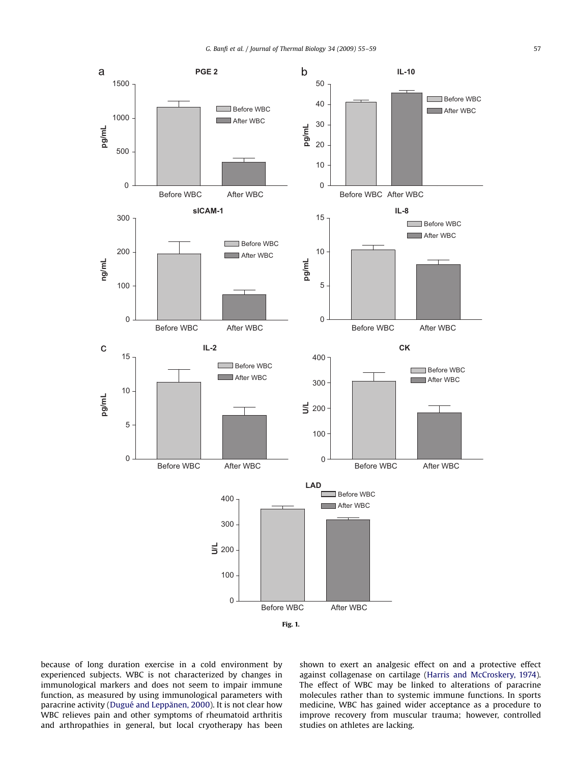Fig. 1.

because of long duration exercise in a cold environment by experienced subjects. WBC is not characterized by changes in immunological markers and does not seem to impair immune function, as measured by using immunological parameters with paracrine activity (Dugué and Leppänen, 2000). It is not clear how WBC relieves pain and other symptoms of rheumatoid arthritis and arthropathies in general, but local cryotherapy has been shown to exert an analgesic effect on and a protective effect against collagenase on cartilage (Harris and McCroskery, 1974). The effect of WBC may be linked to alterations of paracrine molecules rather than to systemic immune functions. In sports medicine, WBC has gained wider acceptance as a procedure to improve recovery from muscular trauma; however, controlled studies on athletes are lacking.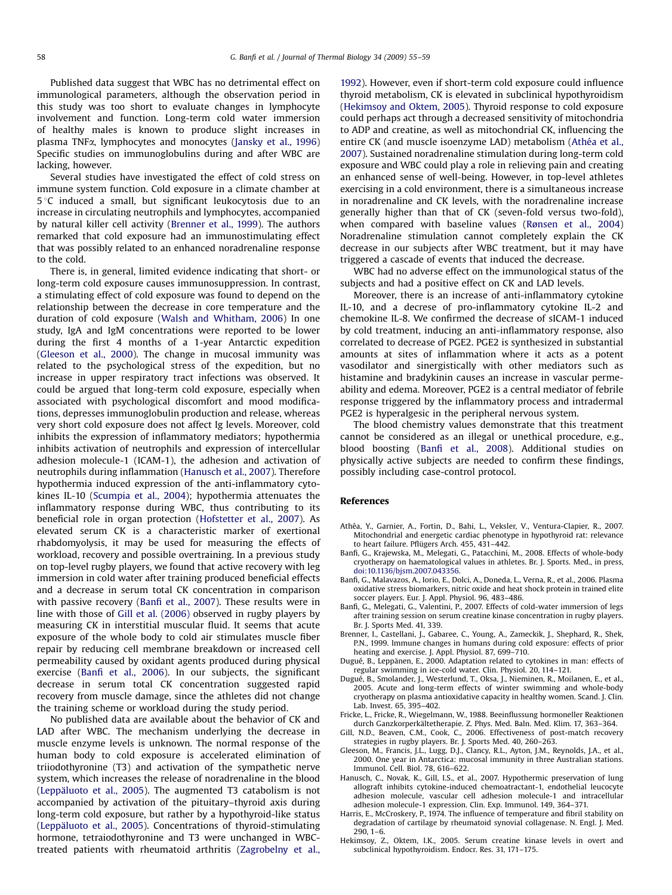Published data suggest that WBC has no detrimental effect on immunological parameters, although the observation period in this study was too short to evaluate changes in lymphocyte involvement and function. Long-term cold water immersion of healthy males is known to produce slight increases in plasma TNFα, lymphocytes and monocytes (Jansky et al., 1996) Specific studies on immunoglobulins during and after WBC are lacking, however.

Several studies have investigated the effect of cold stress on immune system function. Cold exposure in a climate chamber at 5 °C induced a small, but significant leukocytosis due to an increase in circulating neutrophils and lymphocytes, accompanied by natural killer cell activity (Brenner et al., 1999). The authors remarked that cold exposure had an immunostimulating effect that was possibly related to an enhanced noradrenaline response to the cold.

There is, in general, limited evidence indicating that short- or long-term cold exposure causes immunosuppression. In contrast, a stimulating effect of cold exposure was found to depend on the relationship between the decrease in core temperature and the duration of cold exposure (Walsh and Whitham, 2006) In one study, IgA and IgM concentrations were reported to be lower during the first 4 months of a 1-year Antarctic expedition (Gleeson et al., 2000). The change in mucosal immunity was related to the psychological stress of the expedition, but no increase in upper respiratory tract infections was observed. It could be argued that long-term cold exposure, especially when associated with psychological discomfort and mood modifications, depresses immunoglobulin production and release, whereas very short cold exposure does not affect Ig levels. Moreover, cold inhibits the expression of inflammatory mediators; hypothermia inhibits activation of neutrophils and expression of intercellular adhesion molecule-1 (ICAM-1), the adhesion and activation of neutrophils during inflammation (Hanusch et al., 2007). Therefore hypothermia induced expression of the anti-inflammatory cytokines IL-10 (Scumpia et al., 2004); hypothermia attenuates the inflammatory response during WBC, thus contributing to its beneficial role in organ protection (Hofstetter et al., 2007). As elevated serum CK is a characteristic marker of exertional rhabdomyolysis, it may be used for measuring the effects of workload, recovery and possible overtraining. In a previous study on top-level rugby players, we found that active recovery with leg immersion in cold water after training produced beneficial effects and a decrease in serum total CK concentration in comparison with passive recovery (Banfi et al., 2007). These results were in line with those of Gill et al. (2006) observed in rugby players by measuring CK in interstitial muscular fluid. It seems that acute exposure of the whole body to cold air stimulates muscle fiber repair by reducing cell membrane breakdown or increased cell permeability caused by oxidant agents produced during physical exercise (Banfi et al., 2006). In our subjects, the significant decrease in serum total CK concentration suggested rapid recovery from muscle damage, since the athletes did not change the training scheme or workload during the study period.

No published data are available about the behavior of CK and LAD after WBC. The mechanism underlying the decrease in muscle enzyme levels is unknown. The normal response of the human body to cold exposure is accelerated elimination of triiodothyronine (T3) and activation of the sympathetic nerve system, which increases the release of noradrenaline in the blood (Leppäluoto et al., 2005). The augmented T3 catabolism is not accompanied by activation of the pituitary–thyroid axis during long-term cold exposure, but rather by a hypothyroid-like status (Leppäluoto et al., 2005). Concentrations of thyroid-stimulating hormone, tetraiodothyronine and T3 were unchanged in WBC-treated patients with rheumatoid arthritis (Zagrobelny et al., 1992). However, even if short-term cold exposure could influence thyroid metabolism, CK is elevated in subclinical hypothyroidism (Hekimsoy and Oktem, 2005). Thyroid response to cold exposure could perhaps act through a decreased sensitivity of mitochondria to ADP and creatine, as well as mitochondrial CK, influencing the entire CK (and muscle isoenzyme LAD) metabolism (Athéa et al., 2007). Sustained noradrenaline stimulation during long-term cold exposure and WBC could play a role in relieving pain and creating an enhanced sense of well-being. However, in top-level athletes exercising in a cold environment, there is a simultaneous increase in noradrenaline and CK levels, with the noradrenaline increase generally higher than that of CK (seven-fold versus two-fold), when compared with baseline values (Rønsen et al., 2004) Noradrenaline stimulation cannot completely explain the CK decrease in our subjects after WBC treatment, but it may have triggered a cascade of events that induced the decrease.

WBC had no adverse effect on the immunological status of the subjects and had a positive effect on CK and LAD levels.

Moreover, there is an increase of anti-inflammatory cytokine IL-10, and a decrease of pro-inflammatory cytokine IL-2 and chemokine IL-8. We confirmed the decrease of sICAM-1 induced by cold treatment, inducing an anti-inflammatory response, also correlated to decrease of PGE2. PGE2 is synthesized in substantial amounts at sites of inflammation where it acts as a potent vasodilator and synergistically with other mediators such as histamine and bradykinin causes an increase in vascular permeability and edema. Moreover, PGE2 is a central mediator of febrile response triggered by the inflammatory process and intradermal PGE2 is hyperalgesic in the peripheral nervous system.

The blood chemistry values demonstrate that this treatment cannot be considered as an illegal or unethical procedure, e.g., blood boosting (Banfi et al., 2008). Additional studies on physically active subjects are needed to confirm these findings, possibly including case-control protocol.

## References

Athéa, Y., Garnier, A., Fortin, D., Bahi, L., Veksler, V., Ventura-Clapier, R., 2007. Mitochondrial and energetic cardiac phenotype in hypothyroid rat: relevance to heart failure. Pflügers Arch. 455, 431–442.

Banfi, G., Krajewska, M., Melegati, G., Patacchini, M., 2008. Effects of whole-body cryotherapy on haematological values in athletes. Br. J. Sports. Med., in press, doi:10.1136/bjsm.2007.043356.

Banfi, G., Malavazos, A., Iorio, E., Dolci, A., Doneda, L., Verna, R., et al., 2006. Plasma oxidative stress biomarkers, nitric oxide and heat shock protein in trained elite soccer players. Eur. J. Appl. Physiol. 96, 483–486.

Banfi, G., Melegati, G., Valentini, P., 2007. Effects of cold-water immersion of legs after training session on serum creatine kinase concentration in rugby players. Br. J. Sports Med. 41, 339.

Brenner, I., Castellani, J., Gabaree, C., Young, A., Zameckik, J., Shephard, R., Shek, P.N., 1999. Immune changes in humans during cold exposure: effects of prior heating and exercise. J. Appl. Physiol. 87, 699–710.

Dugué, B., Leppänen, E., 2000. Adaptation related to cytokines in man: effects of regular swimming in ice-cold water. Clin. Physiol. 20, 114–121.

Dugué, B., Smolander, J., Westerlund, T., Oksa, J., Nieminen, R., Moilanen, E., et al., 2005. Acute and long-term effects of winter swimming and whole-body cryotherapy on plasma antioxidative capacity in healthy women. Scand. J. Clin. Lab. Invest. 65, 395–402.

Fricke, L., Fricke, R., Wiegelmann, W., 1988. Beeinflussung hormoneller Reaktionen durch Ganzkorperkältetherapie. Z. Phys. Med. Baln. Med. Klim. 17, 363–364.

Gill, N.D., Beaven, C.M., Cook, C., 2006. Effectiveness of post-match recovery strategies in rugby players. Br. J. Sports Med. 40, 260–263.

Gleeson, M., Francis, J.L., Lugg, D.J., Clancy, R.L., Ayton, J.M., Reynolds, J.A., et al., 2000. One year in Antarctica: mucosal immunity in three Australian stations. Immunol. Cell. Biol. 78, 616–622.

Hanusch, C., Novak, K., Gill, I.S., et al., 2007. Hypothermic preservation of lung allograft inhibits cytokine-induced chemoattractant-1, endothelial leucocyte adhesion molecule, vascular cell adhesion molecule-1 and intracellular adhesion molecule-1 expression. Clin. Exp. Immunol. 149, 364–371.

Harris, E., McCroskery, P., 1974. The influence of temperature and fibril stability on degradation of cartilage by rheumatoid synovial collagenase. N. Engl. J. Med. 290, 1–6.

Hekimsoy, Z., Oktem, I.K., 2005. Serum creatine kinase levels in overt and subclinical hypothyroidism. Endocr. Res. 31, 171–175.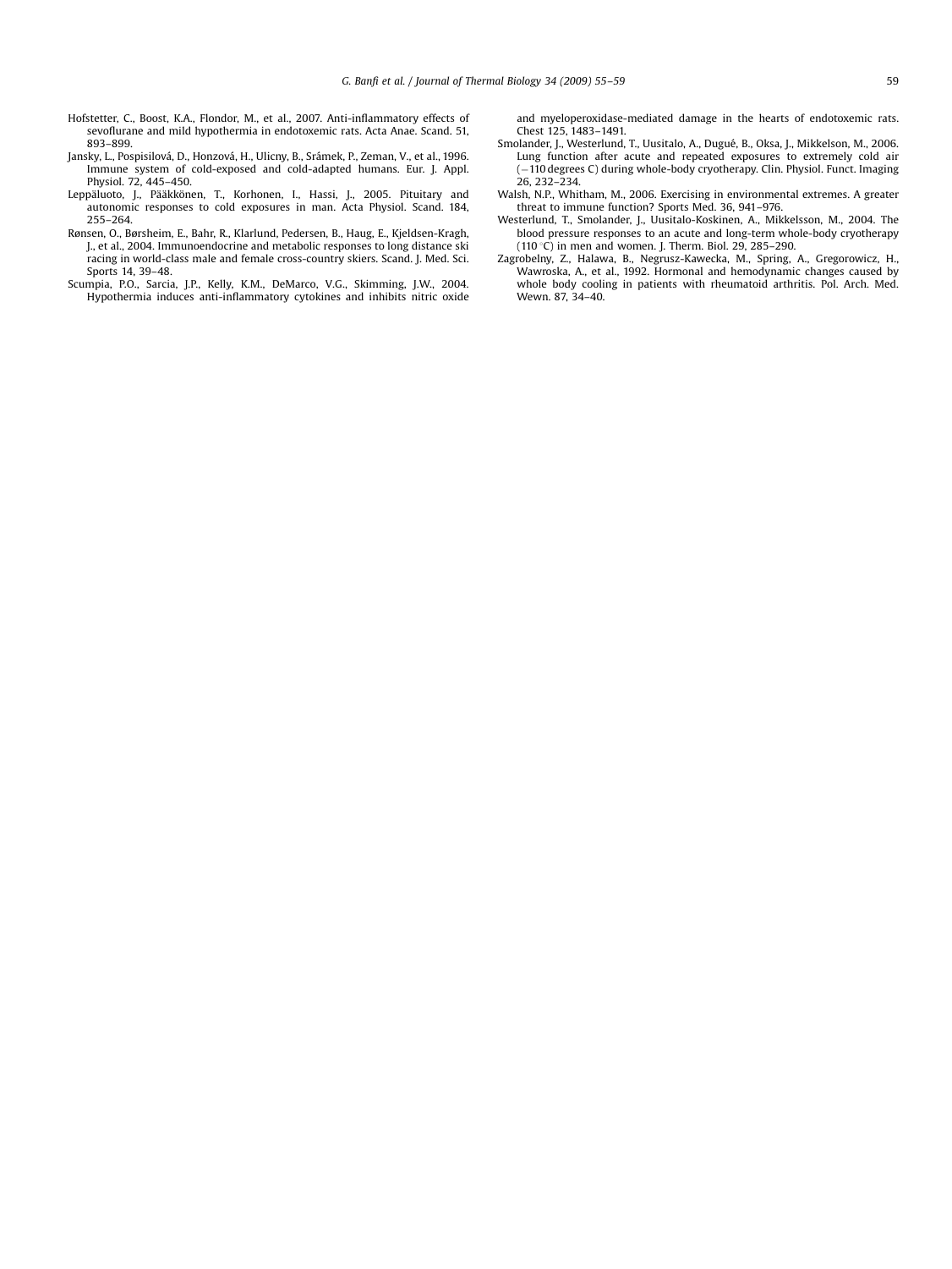Hofstetter, C., Boost, K.A., Flondor, M., et al., 2007. Anti-inflammatory effects of sevoflurane and mild hypothermia in endotoxemic rats. Acta Anae. Scand. 51, 893–899.

Jansky, L., Pospisilová, D., Honzová, H., Ulicny, B., Srámek, P., Zeman, V., et al., 1996. Immune system of cold-exposed and cold-adapted humans. Eur. J. Appl. Physiol. 72, 445–450.

Leppäluoto, J., Pääkkönen, T., Korhonen, I., Hassi, J., 2005. Pituitary and autonomic responses to cold exposures in man. Acta Physiol. Scand. 184, 255–264.

Rønsen, O., Børsheim, E., Bahr, R., Klarlund, Pedersen, B., Haug, E., Kjeldsen-Kragh, J., et al., 2004. Immunoendocrine and metabolic responses to long distance ski racing in world-class male and female cross-country skiers. Scand. J. Med. Sci. Sports 14, 39–48.

Scumpia, P.O., Sarcia, J.P., Kelly, K.M., DeMarco, V.G., Skimming, J.W., 2004. Hypothermia induces anti-inflammatory cytokines and inhibits nitric oxide and myeloperoxidase-mediated damage in the hearts of endotoxemic rats. Chest 125, 1483–1491.

Smolander, J., Westerlund, T., Uusitalo, A., Dugué, B., Oksa, J., Mikkelson, M., 2006. Lung function after acute and repeated exposures to extremely cold air (−110 degrees C) during whole-body cryotherapy. Clin. Physiol. Funct. Imaging 26, 232–234.

Walsh, N.P., Whitham, M., 2006. Exercising in environmental extremes. A greater threat to immune function? Sports Med. 36, 941–976.

Westerlund, T., Smolander, J., Uusitalo-Koskinen, A., Mikkelsson, M., 2004. The blood pressure responses to an acute and long-term whole-body cryotherapy (110 °C) in men and women. J. Therm. Biol. 29, 285–290.

Zagrobelny, Z., Halawa, B., Negrusz-Kawecka, M., Spring, A., Gregorowicz, H., Wawroska, A., et al., 1992. Hormonal and hemodynamic changes caused by whole body cooling in patients with rheumatoid arthritis. Pol. Arch. Med. Wewn. 87, 34–40.